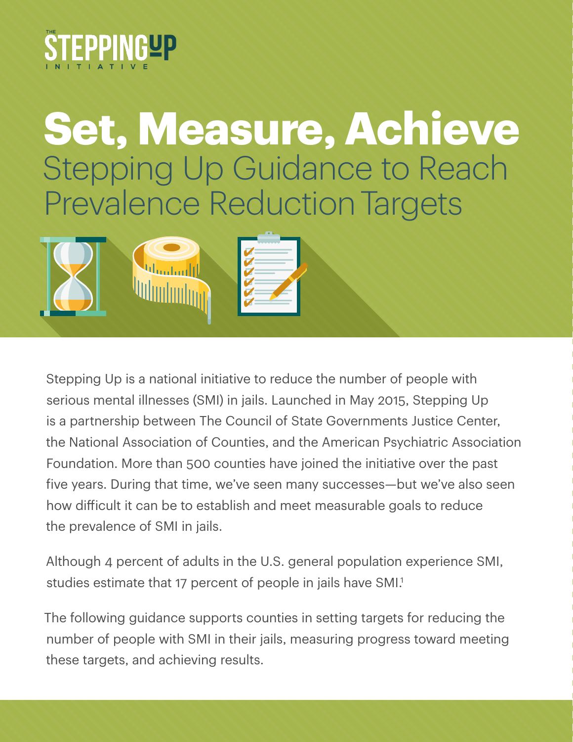THE STEPPING UP INITIATIVE

# Set, Measure, Achieve

## Stepping Up Guidance to Reach Prevalence Reduction Targets

Stepping Up is a national initiative to reduce the number of people with serious mental illnesses (SMI) in jails. Launched in May 2015, Stepping Up is a partnership between The Council of State Governments Justice Center, the National Association of Counties, and the American Psychiatric Association Foundation. More than 500 counties have joined the initiative over the past five years. During that time, we've seen many successes—but we've also seen how difficult it can be to establish and meet measurable goals to reduce the prevalence of SMI in jails.

Although 4 percent of adults in the U.S. general population experience SMI, studies estimate that 17 percent of people in jails have SMI.[1]

The following guidance supports counties in setting targets for reducing the number of people with SMI in their jails, measuring progress toward meeting these targets, and achieving results.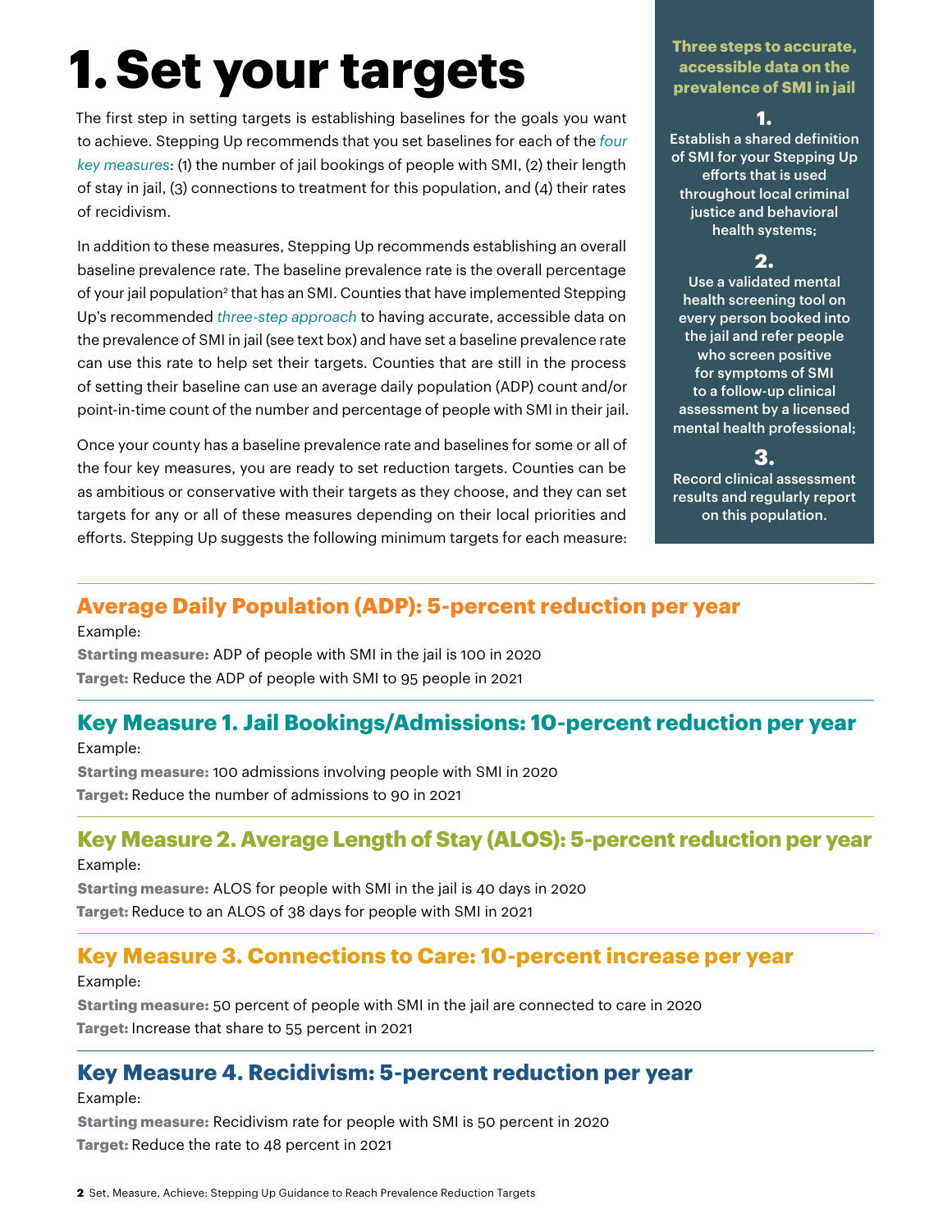# 1. Set your targets

The first step in setting targets is establishing baselines for the goals you want to achieve. Stepping Up recommends that you set baselines for each of the *four key measures*: (1) the number of jail bookings of people with SMI, (2) their length of stay in jail, (3) connections to treatment for this population, and (4) their rates of recidivism.

In addition to these measures, Stepping Up recommends establishing an overall baseline prevalence rate. The baseline prevalence rate is the overall percentage of your jail population[2] that has an SMI. Counties that have implemented Stepping Up's recommended *three-step approach* to having accurate, accessible data on the prevalence of SMI in jail (see text box) and have set a baseline prevalence rate can use this rate to help set their targets. Counties that are still in the process of setting their baseline can use an average daily population (ADP) count and/or point-in-time count of the number and percentage of people with SMI in their jail.

Once your county has a baseline prevalence rate and baselines for some or all of the four key measures, you are ready to set reduction targets. Counties can be as ambitious or conservative with their targets as they choose, and they can set targets for any or all of these measures depending on their local priorities and efforts. Stepping Up suggests the following minimum targets for each measure:

**Three steps to accurate, accessible data on the prevalence of SMI in jail**

**1.** Establish a shared definition of SMI for your Stepping Up efforts that is used throughout local criminal justice and behavioral health systems;

**2.** Use a validated mental health screening tool on every person booked into the jail and refer people who screen positive for symptoms of SMI to a follow-up clinical assessment by a licensed mental health professional;

**3.** Record clinical assessment results and regularly report on this population.

## Average Daily Population (ADP): 5-percent reduction per year

Example:

**Starting measure:** ADP of people with SMI in the jail is 100 in 2020

**Target:** Reduce the ADP of people with SMI to 95 people in 2021

## Key Measure 1. Jail Bookings/Admissions: 10-percent reduction per year

Example:

**Starting measure:** 100 admissions involving people with SMI in 2020

**Target:** Reduce the number of admissions to 90 in 2021

## Key Measure 2. Average Length of Stay (ALOS): 5-percent reduction per year

Example:

**Starting measure:** ALOS for people with SMI in the jail is 40 days in 2020

**Target:** Reduce to an ALOS of 38 days for people with SMI in 2021

## Key Measure 3. Connections to Care: 10-percent increase per year

Example:

**Starting measure:** 50 percent of people with SMI in the jail are connected to care in 2020

**Target:** Increase that share to 55 percent in 2021

## Key Measure 4. Recidivism: 5-percent reduction per year

Example:

**Starting measure:** Recidivism rate for people with SMI is 50 percent in 2020

**Target:** Reduce the rate to 48 percent in 2021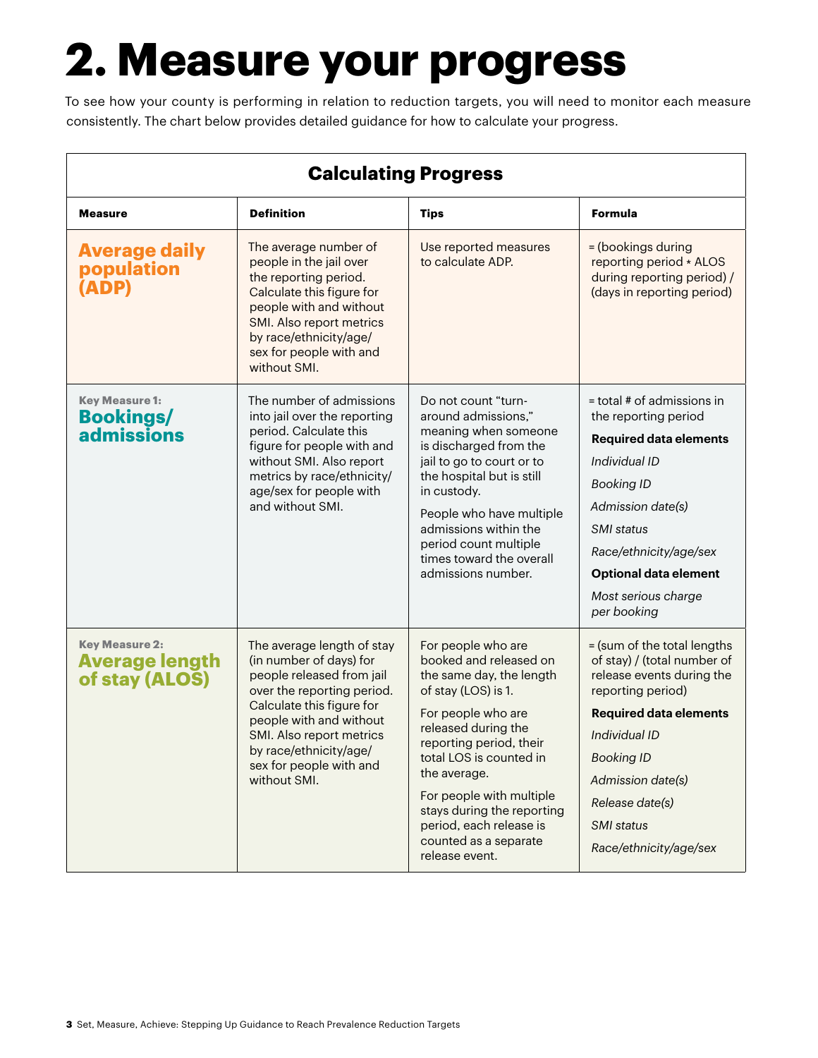# 2. Measure your progress

To see how your county is performing in relation to reduction targets, you will need to monitor each measure consistently. The chart below provides detailed guidance for how to calculate your progress.

**Calculating Progress**

| Measure | Definition | Tips | Formula |
| --- | --- | --- | --- |
| **Average daily population (ADP)** | The average number of people in the jail over the reporting period. Calculate this figure for people with and without SMI. Also report metrics by race/ethnicity/age/sex for people with and without SMI. | Use reported measures to calculate ADP. | = (bookings during reporting period * ALOS during reporting period) / (days in reporting period) |
| Key Measure 1: **Bookings/admissions** | The number of admissions into jail over the reporting period. Calculate this figure for people with and without SMI. Also report metrics by race/ethnicity/age/sex for people with and without SMI. | Do not count "turn-around admissions," meaning when someone is discharged from the jail to go to court or to the hospital but is still in custody.<br><br>People who have multiple admissions within the period count multiple times toward the overall admissions number. | = total # of admissions in the reporting period<br><br>**Required data elements**<br><br>*Individual ID*<br><br>*Booking ID*<br><br>*Admission date(s)*<br><br>*SMI status*<br><br>*Race/ethnicity/age/sex*<br><br>**Optional data element**<br><br>*Most serious charge per booking* |
| Key Measure 2: **Average length of stay (ALOS)** | The average length of stay (in number of days) for people released from jail over the reporting period. Calculate this figure for people with and without SMI. Also report metrics by race/ethnicity/age/sex for people with and without SMI. | For people who are booked and released on the same day, the length of stay (LOS) is 1.<br><br>For people who are released during the reporting period, their total LOS is counted in the average.<br><br>For people with multiple stays during the reporting period, each release is counted as a separate release event. | = (sum of the total lengths of stay) / (total number of release events during the reporting period)<br><br>**Required data elements**<br><br>*Individual ID*<br><br>*Booking ID*<br><br>*Admission date(s)*<br><br>*Release date(s)*<br><br>*SMI status*<br><br>*Race/ethnicity/age/sex* |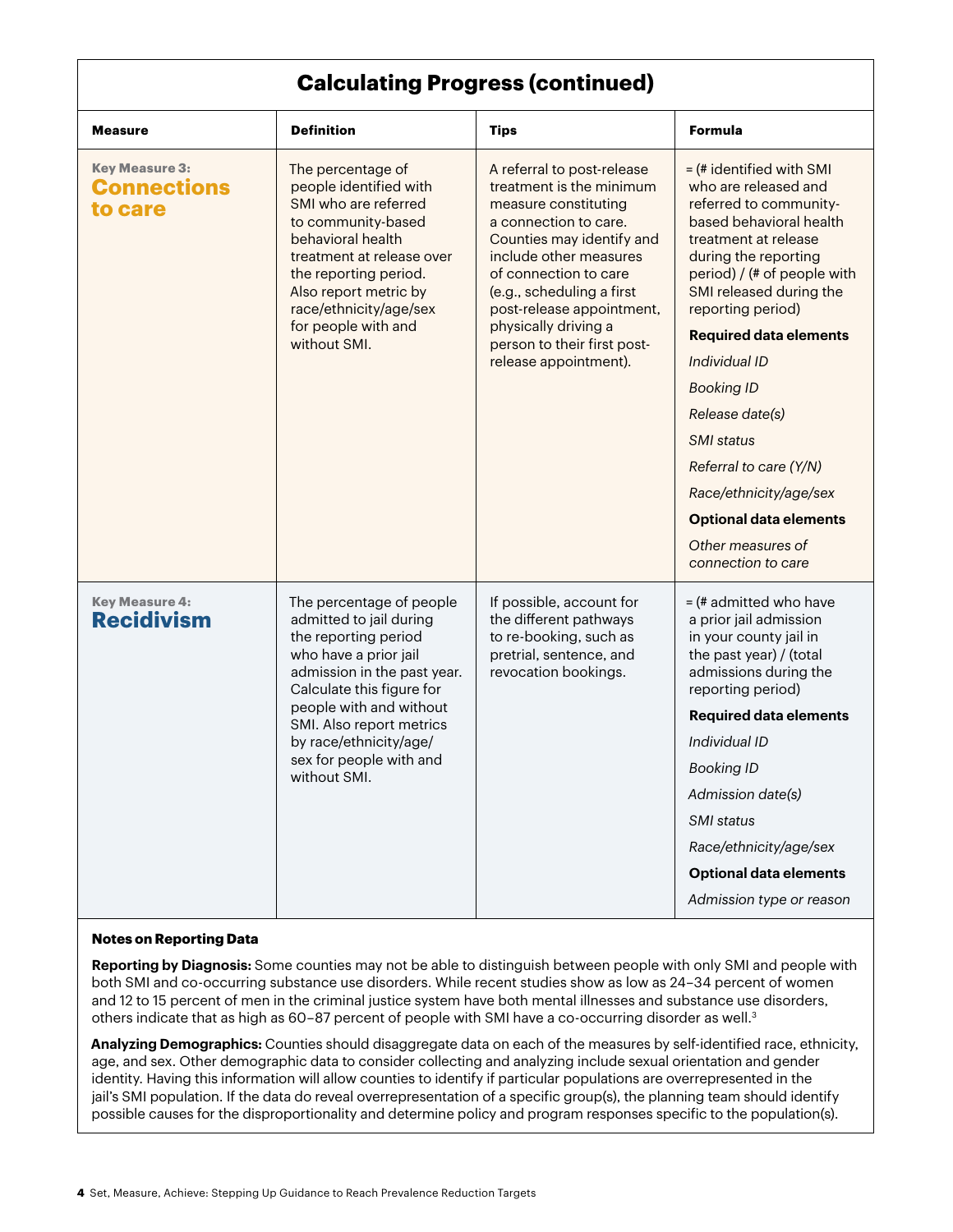## Calculating Progress (continued)

| Measure | Definition | Tips | Formula |
|---|---|---|---|
| Key Measure 3: **Connections to care** | The percentage of people identified with SMI who are referred to community-based behavioral health treatment at release over the reporting period. Also report metric by race/ethnicity/age/sex for people with and without SMI. | A referral to post-release treatment is the minimum measure constituting a connection to care. Counties may identify and include other measures of connection to care (e.g., scheduling a first post-release appointment, physically driving a person to their first post-release appointment). | = (# identified with SMI who are released and referred to community-based behavioral health treatment at release during the reporting period) / (# of people with SMI released during the reporting period)<br><br>**Required data elements**<br>*Individual ID*<br>*Booking ID*<br>*Release date(s)*<br>*SMI status*<br>*Referral to care (Y/N)*<br>*Race/ethnicity/age/sex*<br><br>**Optional data elements**<br>*Other measures of connection to care* |
| Key Measure 4: **Recidivism** | The percentage of people admitted to jail during the reporting period who have a prior jail admission in the past year. Calculate this figure for people with and without SMI. Also report metrics by race/ethnicity/age/sex for people with and without SMI. | If possible, account for the different pathways to re-booking, such as pretrial, sentence, and revocation bookings. | = (# admitted who have a prior jail admission in your county jail in the past year) / (total admissions during the reporting period)<br><br>**Required data elements**<br>*Individual ID*<br>*Booking ID*<br>*Admission date(s)*<br>*SMI status*<br>*Race/ethnicity/age/sex*<br><br>**Optional data elements**<br>*Admission type or reason* |

### Notes on Reporting Data

**Reporting by Diagnosis:** Some counties may not be able to distinguish between people with only SMI and people with both SMI and co-occurring substance use disorders. While recent studies show as low as 24–34 percent of women and 12 to 15 percent of men in the criminal justice system have both mental illnesses and substance use disorders, others indicate that as high as 60–87 percent of people with SMI have a co-occurring disorder as well.[3]

**Analyzing Demographics:** Counties should disaggregate data on each of the measures by self-identified race, ethnicity, age, and sex. Other demographic data to consider collecting and analyzing include sexual orientation and gender identity. Having this information will allow counties to identify if particular populations are overrepresented in the jail's SMI population. If the data do reveal overrepresentation of a specific group(s), the planning team should identify possible causes for the disproportionality and determine policy and program responses specific to the population(s).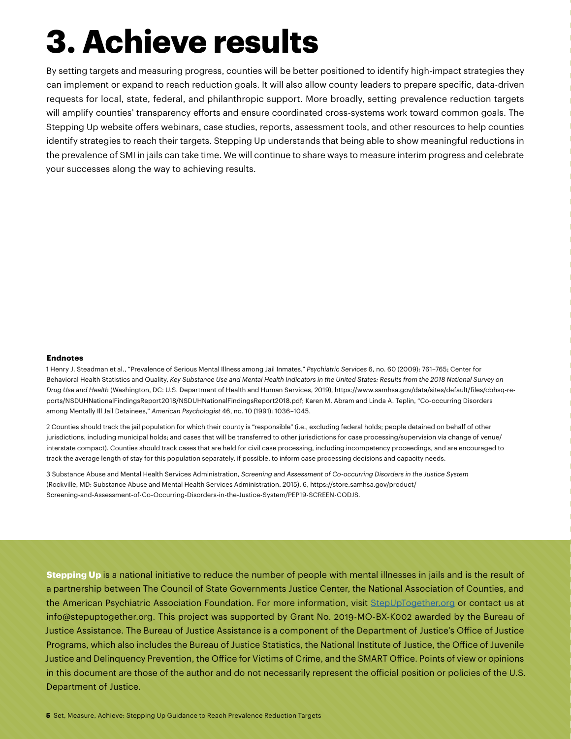# 3. Achieve results

By setting targets and measuring progress, counties will be better positioned to identify high-impact strategies they can implement or expand to reach reduction goals. It will also allow county leaders to prepare specific, data-driven requests for local, state, federal, and philanthropic support. More broadly, setting prevalence reduction targets will amplify counties' transparency efforts and ensure coordinated cross-systems work toward common goals. The Stepping Up website offers webinars, case studies, reports, assessment tools, and other resources to help counties identify strategies to reach their targets. Stepping Up understands that being able to show meaningful reductions in the prevalence of SMI in jails can take time. We will continue to share ways to measure interim progress and celebrate your successes along the way to achieving results.

**Endnotes**

1 Henry J. Steadman et al., "Prevalence of Serious Mental Illness among Jail Inmates," *Psychiatric Services* 6, no. 60 (2009): 761–765; Center for Behavioral Health Statistics and Quality, *Key Substance Use and Mental Health Indicators in the United States: Results from the 2018 National Survey on Drug Use and Health* (Washington, DC: U.S. Department of Health and Human Services, 2019), https://www.samhsa.gov/data/sites/default/files/cbhsq-reports/NSDUHNationalFindingsReport2018/NSDUHNationalFindingsReport2018.pdf; Karen M. Abram and Linda A. Teplin, "Co-occurring Disorders among Mentally Ill Jail Detainees," *American Psychologist* 46, no. 10 (1991): 1036–1045.

2 Counties should track the jail population for which their county is "responsible" (i.e., excluding federal holds; people detained on behalf of other jurisdictions, including municipal holds; and cases that will be transferred to other jurisdictions for case processing/supervision via change of venue/interstate compact). Counties should track cases that are held for civil case processing, including incompetency proceedings, and are encouraged to track the average length of stay for this population separately, if possible, to inform case processing decisions and capacity needs.

3 Substance Abuse and Mental Health Services Administration, *Screening and Assessment of Co-occurring Disorders in the Justice System* (Rockville, MD: Substance Abuse and Mental Health Services Administration, 2015), 6, https://store.samhsa.gov/product/Screening-and-Assessment-of-Co-Occurring-Disorders-in-the-Justice-System/PEP19-SCREEN-CODJS.

**Stepping Up** is a national initiative to reduce the number of people with mental illnesses in jails and is the result of a partnership between The Council of State Governments Justice Center, the National Association of Counties, and the American Psychiatric Association Foundation. For more information, visit StepUpTogether.org or contact us at info@stepuptogether.org. This project was supported by Grant No. 2019-MO-BX-K002 awarded by the Bureau of Justice Assistance. The Bureau of Justice Assistance is a component of the Department of Justice's Office of Justice Programs, which also includes the Bureau of Justice Statistics, the National Institute of Justice, the Office of Juvenile Justice and Delinquency Prevention, the Office for Victims of Crime, and the SMART Office. Points of view or opinions in this document are those of the author and do not necessarily represent the official position or policies of the U.S. Department of Justice.